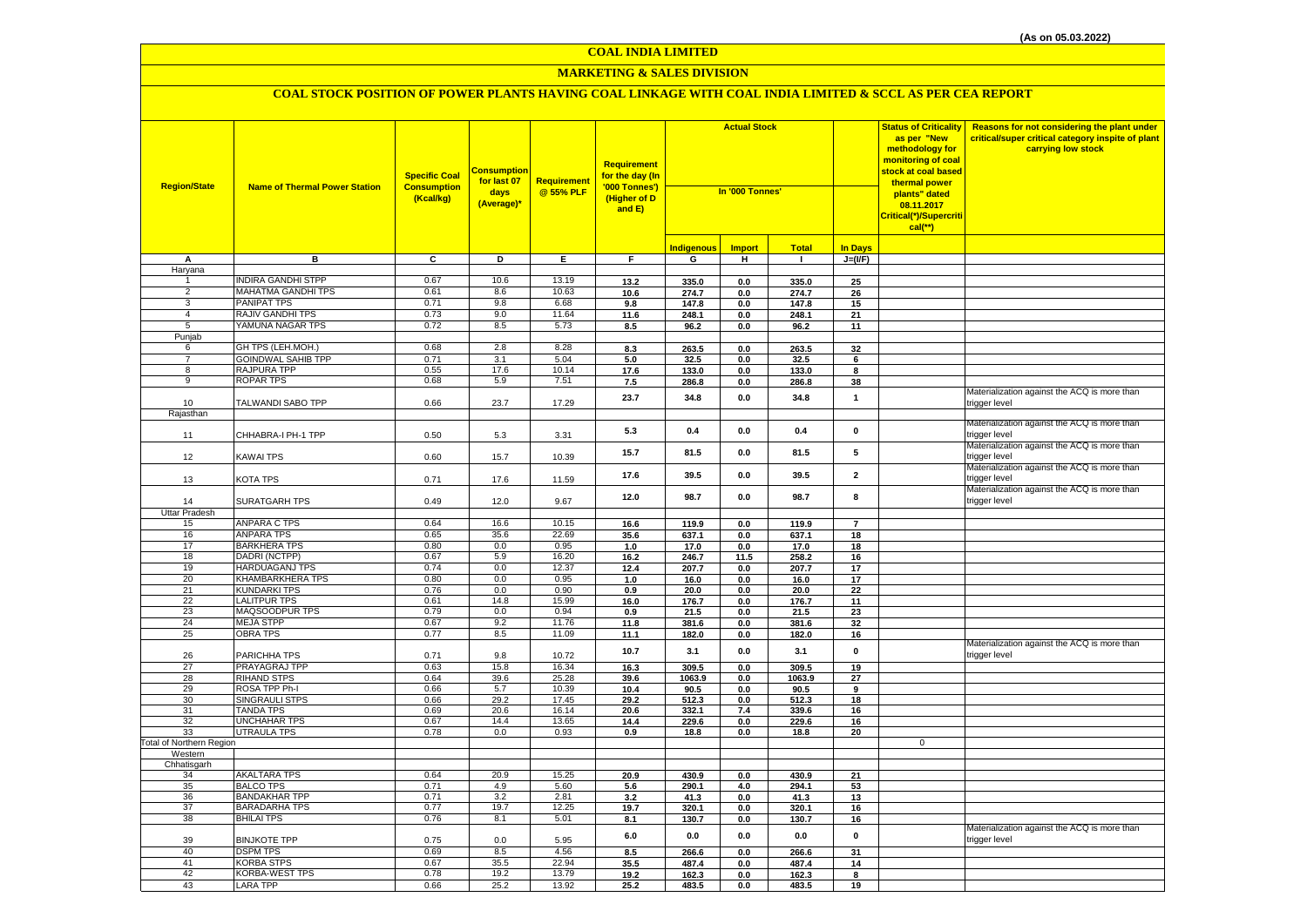(As on 05.03.2022)

# COAL INDIA LIMITED

## MARKETING & SALES DIVISION

### COAL STOCK POSITION OF POWER PLANTS HAVING COAL LINKAGE WITH COAL INDIA LIMITED & SCCL AS PER CEA REPORT

| Region/State | Name of Thermal Power Station | Specific Coal Consumption (Kcal/kg) | Consumption for last 07 days (Average)* | Requirement @ 55% PLF | Requirement for the day (In '000 Tonnes') (Higher of D and E) | Actual Stock In '000 Tonnes' | | | | Status of Criticality as per "New methodology for monitoring of coal stock at coal based thermal power plants" dated 08.11.2017 Critical(*)/Supercritical(**) | Reasons for not considering the plant under critical/super critical category inspite of plant carrying low stock |
|---|---|---|---|---|---|---|---|---|---|---|---|
| | | | | | | Indigenous | Import | Total | In Days | | |
| A | B | C | D | E | F | G | H | I | J=(I/F) | | |
| Haryana | | | | | | | | | | | |
| 1 | INDIRA GANDHI STPP | 0.67 | 10.6 | 13.19 | 13.2 | 335.0 | 0.0 | 335.0 | 25 | | |
| 2 | MAHATMA GANDHI TPS | 0.61 | 8.6 | 10.63 | 10.6 | 274.7 | 0.0 | 274.7 | 26 | | |
| 3 | PANIPAT TPS | 0.71 | 9.8 | 6.68 | 9.8 | 147.8 | 0.0 | 147.8 | 15 | | |
| 4 | RAJIV GANDHI TPS | 0.73 | 9.0 | 11.64 | 11.6 | 248.1 | 0.0 | 248.1 | 21 | | |
| 5 | YAMUNA NAGAR TPS | 0.72 | 8.5 | 5.73 | 8.5 | 96.2 | 0.0 | 96.2 | 11 | | |
| Punjab | | | | | | | | | | | |
| 6 | GH TPS (LEH.MOH.) | 0.68 | 2.8 | 8.28 | 8.3 | 263.5 | 0.0 | 263.5 | 32 | | |
| 7 | GOINDWAL SAHIB TPP | 0.71 | 3.1 | 5.04 | 5.0 | 32.5 | 0.0 | 32.5 | 6 | | |
| 8 | RAJPURA TPP | 0.55 | 17.6 | 10.14 | 17.6 | 133.0 | 0.0 | 133.0 | 8 | | |
| 9 | ROPAR TPS | 0.68 | 5.9 | 7.51 | 7.5 | 286.8 | 0.0 | 286.8 | 38 | | |
| 10 | TALWANDI SABO TPP | 0.66 | 23.7 | 17.29 | 23.7 | 34.8 | 0.0 | 34.8 | 1 | | Materialization against the ACQ is more than trigger level |
| Rajasthan | | | | | | | | | | | |
| 11 | CHHABRA-I PH-1 TPP | 0.50 | 5.3 | 3.31 | 5.3 | 0.4 | 0.0 | 0.4 | 0 | | Materialization against the ACQ is more than trigger level |
| 12 | KAWAI TPS | 0.60 | 15.7 | 10.39 | 15.7 | 81.5 | 0.0 | 81.5 | 5 | | Materialization against the ACQ is more than trigger level |
| 13 | KOTA TPS | 0.71 | 17.6 | 11.59 | 17.6 | 39.5 | 0.0 | 39.5 | 2 | | Materialization against the ACQ is more than trigger level |
| 14 | SURATGARH TPS | 0.49 | 12.0 | 9.67 | 12.0 | 98.7 | 0.0 | 98.7 | 8 | | Materialization against the ACQ is more than trigger level |
| Uttar Pradesh | | | | | | | | | | | |
| 15 | ANPARA C TPS | 0.64 | 16.6 | 10.15 | 16.6 | 119.9 | 0.0 | 119.9 | 7 | | |
| 16 | ANPARA TPS | 0.65 | 35.6 | 22.69 | 35.6 | 637.1 | 0.0 | 637.1 | 18 | | |
| 17 | BARKHERA TPS | 0.80 | 0.0 | 0.95 | 1.0 | 17.0 | 0.0 | 17.0 | 18 | | |
| 18 | DADRI (NCTPP) | 0.67 | 5.9 | 16.20 | 16.2 | 246.7 | 11.5 | 258.2 | 16 | | |
| 19 | HARDUAGANJ TPS | 0.74 | 0.0 | 12.37 | 12.4 | 207.7 | 0.0 | 207.7 | 17 | | |
| 20 | KHAMBARKHERA TPS | 0.80 | 0.0 | 0.95 | 1.0 | 16.0 | 0.0 | 16.0 | 17 | | |
| 21 | KUNDARKI TPS | 0.76 | 0.0 | 0.90 | 0.9 | 20.0 | 0.0 | 20.0 | 22 | | |
| 22 | LALITPUR TPS | 0.61 | 14.8 | 15.99 | 16.0 | 176.7 | 0.0 | 176.7 | 11 | | |
| 23 | MAQSOODPUR TPS | 0.79 | 0.0 | 0.94 | 0.9 | 21.5 | 0.0 | 21.5 | 23 | | |
| 24 | MEJA STPP | 0.67 | 9.2 | 11.76 | 11.8 | 381.6 | 0.0 | 381.6 | 32 | | |
| 25 | OBRA TPS | 0.77 | 8.5 | 11.09 | 11.1 | 182.0 | 0.0 | 182.0 | 16 | | |
| 26 | PARICHHA TPS | 0.71 | 9.8 | 10.72 | 10.7 | 3.1 | 0.0 | 3.1 | 0 | | Materialization against the ACQ is more than trigger level |
| 27 | PRAYAGRAJ TPP | 0.63 | 15.8 | 16.34 | 16.3 | 309.5 | 0.0 | 309.5 | 19 | | |
| 28 | RIHAND STPS | 0.64 | 39.6 | 25.28 | 39.6 | 1063.9 | 0.0 | 1063.9 | 27 | | |
| 29 | ROSA TPP Ph-I | 0.66 | 5.7 | 10.39 | 10.4 | 90.5 | 0.0 | 90.5 | 9 | | |
| 30 | SINGRAULI STPS | 0.66 | 29.2 | 17.45 | 29.2 | 512.3 | 0.0 | 512.3 | 18 | | |
| 31 | TANDA TPS | 0.69 | 20.6 | 16.14 | 20.6 | 332.1 | 7.4 | 339.6 | 16 | | |
| 32 | UNCHAHAR TPS | 0.67 | 14.4 | 13.65 | 14.4 | 229.6 | 0.0 | 229.6 | 16 | | |
| 33 | UTRAULA TPS | 0.78 | 0.0 | 0.93 | 0.9 | 18.8 | 0.0 | 18.8 | 20 | | |
| Total of Northern Region | | | | | | | | | | 0 | |
| Western | | | | | | | | | | | |
| Chhatisgarh | | | | | | | | | | | |
| 34 | AKALTARA TPS | 0.64 | 20.9 | 15.25 | 20.9 | 430.9 | 0.0 | 430.9 | 21 | | |
| 35 | BALCO TPS | 0.71 | 4.9 | 5.60 | 5.6 | 290.1 | 4.0 | 294.1 | 53 | | |
| 36 | BANDAKHAR TPP | 0.71 | 3.2 | 2.81 | 3.2 | 41.3 | 0.0 | 41.3 | 13 | | |
| 37 | BARADARHA TPS | 0.77 | 19.7 | 12.25 | 19.7 | 320.1 | 0.0 | 320.1 | 16 | | |
| 38 | BHILAI TPS | 0.76 | 8.1 | 5.01 | 8.1 | 130.7 | 0.0 | 130.7 | 16 | | |
| 39 | BINJKOTE TPP | 0.75 | 0.0 | 5.95 | 6.0 | 0.0 | 0.0 | 0.0 | 0 | | Materialization against the ACQ is more than trigger level |
| 40 | DSPM TPS | 0.69 | 8.5 | 4.56 | 8.5 | 266.6 | 0.0 | 266.6 | 31 | | |
| 41 | KORBA STPS | 0.67 | 35.5 | 22.94 | 35.5 | 487.4 | 0.0 | 487.4 | 14 | | |
| 42 | KORBA-WEST TPS | 0.78 | 19.2 | 13.79 | 19.2 | 162.3 | 0.0 | 162.3 | 8 | | |
| 43 | LARA TPP | 0.66 | 25.2 | 13.92 | 25.2 | 483.5 | 0.0 | 483.5 | 19 | | |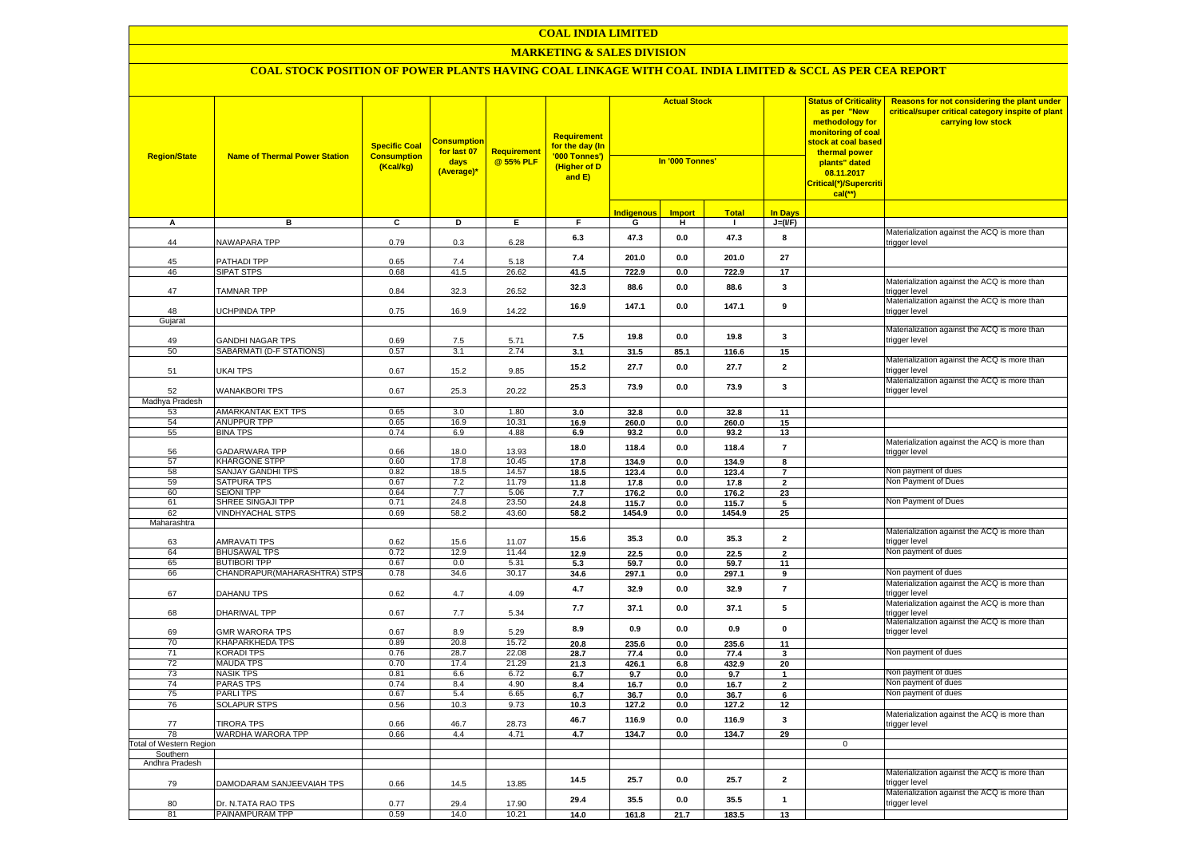# COAL INDIA LIMITED

## MARKETING & SALES DIVISION

### COAL STOCK POSITION OF POWER PLANTS HAVING COAL LINKAGE WITH COAL INDIA LIMITED & SCCL AS PER CEA REPORT

| Region/State | Name of Thermal Power Station | Specific Coal Consumption (Kcal/kg) | Consumption for last 07 days (Average)* | Requirement @ 55% PLF | Requirement for the day (In '000 Tonnes') (Higher of D and E) | Actual Stock In '000 Tonnes' | | | | Status of Criticality as per "New methodology for monitoring of coal stock at coal based thermal power plants" dated 08.11.2017 Critical(*)/Supercritical(**) | Reasons for not considering the plant under critical/super critical category inspite of plant carrying low stock |
|---|---|---|---|---|---|---|---|---|---|---|---|
| | | | | | | Indigenous | Import | Total | In Days | | |
| A | B | C | D | E | F | G | H | I | J=(I/F) | | |
| 44 | NAWAPARA TPP | 0.79 | 0.3 | 6.28 | 6.3 | 47.3 | 0.0 | 47.3 | 8 | | Materialization against the ACQ is more than trigger level |
| 45 | PATHADI TPP | 0.65 | 7.4 | 5.18 | 7.4 | 201.0 | 0.0 | 201.0 | 27 | | |
| 46 | SIPAT STPS | 0.68 | 41.5 | 26.62 | 41.5 | 722.9 | 0.0 | 722.9 | 17 | | |
| 47 | TAMNAR TPP | 0.84 | 32.3 | 26.52 | 32.3 | 88.6 | 0.0 | 88.6 | 3 | | Materialization against the ACQ is more than trigger level |
| 48 | UCHPINDA TPP | 0.75 | 16.9 | 14.22 | 16.9 | 147.1 | 0.0 | 147.1 | 9 | | Materialization against the ACQ is more than trigger level |
| Gujarat | | | | | | | | | | | |
| 49 | GANDHI NAGAR TPS | 0.69 | 7.5 | 5.71 | 7.5 | 19.8 | 0.0 | 19.8 | 3 | | Materialization against the ACQ is more than trigger level |
| 50 | SABARMATI (D-F STATIONS) | 0.57 | 3.1 | 2.74 | 3.1 | 31.5 | 85.1 | 116.6 | 15 | | |
| 51 | UKAI TPS | 0.67 | 15.2 | 9.85 | 15.2 | 27.7 | 0.0 | 27.7 | 2 | | Materialization against the ACQ is more than trigger level |
| 52 | WANAKBORI TPS | 0.67 | 25.3 | 20.22 | 25.3 | 73.9 | 0.0 | 73.9 | 3 | | Materialization against the ACQ is more than trigger level |
| Madhya Pradesh | | | | | | | | | | | |
| 53 | AMARKANTAK EXT TPS | 0.65 | 3.0 | 1.80 | 3.0 | 32.8 | 0.0 | 32.8 | 11 | | |
| 54 | ANUPPUR TPP | 0.65 | 16.9 | 10.31 | 16.9 | 260.0 | 0.0 | 260.0 | 15 | | |
| 55 | BINA TPS | 0.74 | 6.9 | 4.88 | 6.9 | 93.2 | 0.0 | 93.2 | 13 | | |
| 56 | GADARWARA TPP | 0.66 | 18.0 | 13.93 | 18.0 | 118.4 | 0.0 | 118.4 | 7 | | Materialization against the ACQ is more than trigger level |
| 57 | KHARGONE STPP | 0.60 | 17.8 | 10.45 | 17.8 | 134.9 | 0.0 | 134.9 | 8 | | |
| 58 | SANJAY GANDHI TPS | 0.82 | 18.5 | 14.57 | 18.5 | 123.4 | 0.0 | 123.4 | 7 | | Non payment of dues |
| 59 | SATPURA TPS | 0.67 | 7.2 | 11.79 | 11.8 | 17.8 | 0.0 | 17.8 | 2 | | Non Payment of Dues |
| 60 | SEIONI TPP | 0.64 | 7.7 | 5.06 | 7.7 | 176.2 | 0.0 | 176.2 | 23 | | |
| 61 | SHREE SINGAJI TPP | 0.71 | 24.8 | 23.50 | 24.8 | 115.7 | 0.0 | 115.7 | 5 | | Non Payment of Dues |
| 62 | VINDHYACHAL STPS | 0.69 | 58.2 | 43.60 | 58.2 | 1454.9 | 0.0 | 1454.9 | 25 | | |
| Maharashtra | | | | | | | | | | | |
| 63 | AMRAVATI TPS | 0.62 | 15.6 | 11.07 | 15.6 | 35.3 | 0.0 | 35.3 | 2 | | Materialization against the ACQ is more than trigger level |
| 64 | BHUSAWAL TPS | 0.72 | 12.9 | 11.44 | 12.9 | 22.5 | 0.0 | 22.5 | 2 | | Non payment of dues |
| 65 | BUTIBORI TPP | 0.67 | 0.0 | 5.31 | 5.3 | 59.7 | 0.0 | 59.7 | 11 | | |
| 66 | CHANDRAPUR(MAHARASHTRA) STPS | 0.78 | 34.6 | 30.17 | 34.6 | 297.1 | 0.0 | 297.1 | 9 | | Non payment of dues |
| 67 | DAHANU TPS | 0.62 | 4.7 | 4.09 | 4.7 | 32.9 | 0.0 | 32.9 | 7 | | Materialization against the ACQ is more than trigger level |
| 68 | DHARIWAL TPP | 0.67 | 7.7 | 5.34 | 7.7 | 37.1 | 0.0 | 37.1 | 5 | | Materialization against the ACQ is more than trigger level |
| 69 | GMR WARORA TPS | 0.67 | 8.9 | 5.29 | 8.9 | 0.9 | 0.0 | 0.9 | 0 | | Materialization against the ACQ is more than trigger level |
| 70 | KHAPARKHEDA TPS | 0.89 | 20.8 | 15.72 | 20.8 | 235.6 | 0.0 | 235.6 | 11 | | |
| 71 | KORADI TPS | 0.76 | 28.7 | 22.08 | 28.7 | 77.4 | 0.0 | 77.4 | 3 | | Non payment of dues |
| 72 | MAUDA TPS | 0.70 | 17.4 | 21.29 | 21.3 | 426.1 | 6.8 | 432.9 | 20 | | |
| 73 | NASIK TPS | 0.81 | 6.6 | 6.72 | 6.7 | 9.7 | 0.0 | 9.7 | 1 | | Non payment of dues |
| 74 | PARAS TPS | 0.74 | 8.4 | 4.90 | 8.4 | 16.7 | 0.0 | 16.7 | 2 | | Non payment of dues |
| 75 | PARLI TPS | 0.67 | 5.4 | 6.65 | 6.7 | 36.7 | 0.0 | 36.7 | 6 | | Non payment of dues |
| 76 | SOLAPUR STPS | 0.56 | 10.3 | 9.73 | 10.3 | 127.2 | 0.0 | 127.2 | 12 | | |
| 77 | TIRORA TPS | 0.66 | 46.7 | 28.73 | 46.7 | 116.9 | 0.0 | 116.9 | 3 | | Materialization against the ACQ is more than trigger level |
| 78 | WARDHA WARORA TPP | 0.66 | 4.4 | 4.71 | 4.7 | 134.7 | 0.0 | 134.7 | 29 | | |
| Total of Western Region | | | | | | | | | | 0 | |
| Southern | | | | | | | | | | | |
| Andhra Pradesh | | | | | | | | | | | |
| 79 | DAMODARAM SANJEEVAIAH TPS | 0.66 | 14.5 | 13.85 | 14.5 | 25.7 | 0.0 | 25.7 | 2 | | Materialization against the ACQ is more than trigger level |
| 80 | Dr. N.TATA RAO TPS | 0.77 | 29.4 | 17.90 | 29.4 | 35.5 | 0.0 | 35.5 | 1 | | Materialization against the ACQ is more than trigger level |
| 81 | PAINAMPURAM TPP | 0.59 | 14.0 | 10.21 | 14.0 | 161.8 | 21.7 | 183.5 | 13 | | |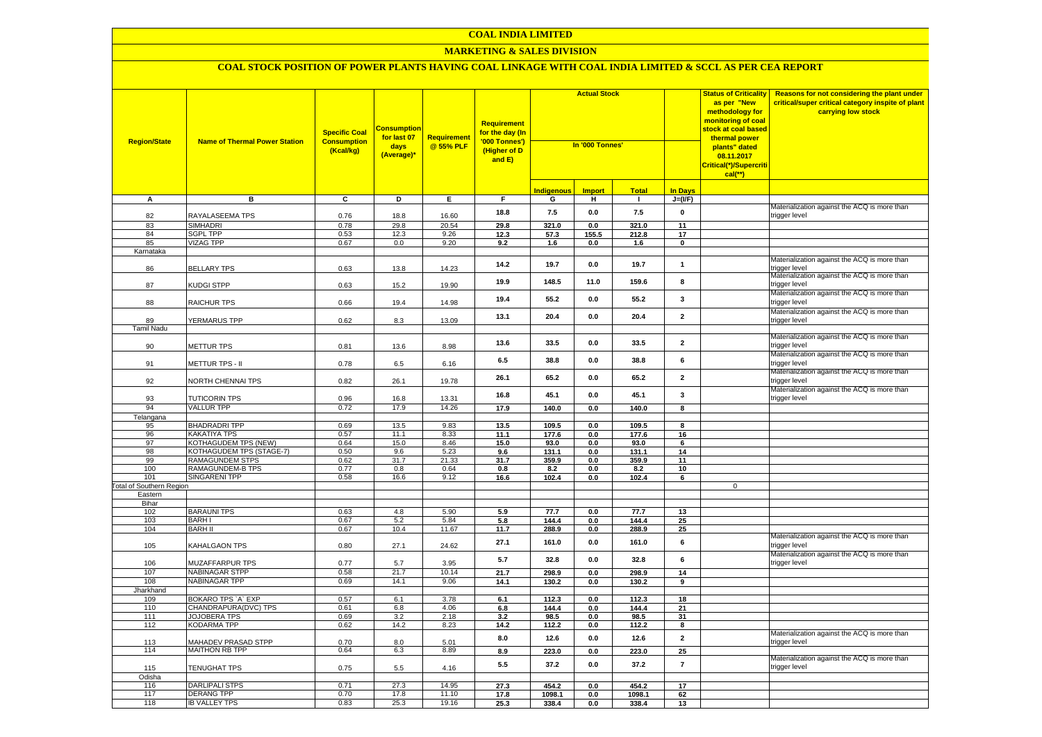# COAL INDIA LIMITED

## MARKETING & SALES DIVISION

### COAL STOCK POSITION OF POWER PLANTS HAVING COAL LINKAGE WITH COAL INDIA LIMITED & SCCL AS PER CEA REPORT

| Region/State | Name of Thermal Power Station | Specific Coal Consumption (Kcal/kg) | Consumption for last 07 days (Average)* | Requirement @ 55% PLF | Requirement for the day (In '000 Tonnes') (Higher of D and E) | Actual Stock In '000 Tonnes' | | | | Status of Criticality as per "New methodology for monitoring of coal stock at coal based thermal power plants" dated 08.11.2017 Critical(*)/Supercritical(**) | Reasons for not considering the plant under critical/super critical category inspite of plant carrying low stock |
|---|---|---|---|---|---|---|---|---|---|---|---|
| | | | | | | Indigenous | Import | Total | In Days | | |
| A | B | C | D | E | F | G | H | I | J=(I/F) | | |
| 82 | RAYALASEEMA TPS | 0.76 | 18.8 | 16.60 | 18.8 | 7.5 | 0.0 | 7.5 | 0 | | Materialization against the ACQ is more than trigger level |
| 83 | SIMHADRI | 0.78 | 29.8 | 20.54 | 29.8 | 321.0 | 0.0 | 321.0 | 11 | | |
| 84 | SGPL TPP | 0.53 | 12.3 | 9.26 | 12.3 | 57.3 | 155.5 | 212.8 | 17 | | |
| 85 | VIZAG TPP | 0.67 | 0.0 | 9.20 | 9.2 | 1.6 | 0.0 | 1.6 | 0 | | |
| Karnataka | | | | | | | | | | | |
| 86 | BELLARY TPS | 0.63 | 13.8 | 14.23 | 14.2 | 19.7 | 0.0 | 19.7 | 1 | | Materialization against the ACQ is more than trigger level |
| 87 | KUDGI STPP | 0.63 | 15.2 | 19.90 | 19.9 | 148.5 | 11.0 | 159.6 | 8 | | Materialization against the ACQ is more than trigger level |
| 88 | RAICHUR TPS | 0.66 | 19.4 | 14.98 | 19.4 | 55.2 | 0.0 | 55.2 | 3 | | Materialization against the ACQ is more than trigger level |
| 89 | YERMARUS TPP | 0.62 | 8.3 | 13.09 | 13.1 | 20.4 | 0.0 | 20.4 | 2 | | Materialization against the ACQ is more than trigger level |
| Tamil Nadu | | | | | | | | | | | |
| 90 | METTUR TPS | 0.81 | 13.6 | 8.98 | 13.6 | 33.5 | 0.0 | 33.5 | 2 | | Materialization against the ACQ is more than trigger level |
| 91 | METTUR TPS - II | 0.78 | 6.5 | 6.16 | 6.5 | 38.8 | 0.0 | 38.8 | 6 | | Materialization against the ACQ is more than trigger level |
| 92 | NORTH CHENNAI TPS | 0.82 | 26.1 | 19.78 | 26.1 | 65.2 | 0.0 | 65.2 | 2 | | Materialization against the ACQ is more than trigger level |
| 93 | TUTICORIN TPS | 0.96 | 16.8 | 13.31 | 16.8 | 45.1 | 0.0 | 45.1 | 3 | | Materialization against the ACQ is more than trigger level |
| 94 | VALLUR TPP | 0.72 | 17.9 | 14.26 | 17.9 | 140.0 | 0.0 | 140.0 | 8 | | |
| Telangana | | | | | | | | | | | |
| 95 | BHADRADRI TPP | 0.69 | 13.5 | 9.83 | 13.5 | 109.5 | 0.0 | 109.5 | 8 | | |
| 96 | KAKATIYA TPS | 0.57 | 11.1 | 8.33 | 11.1 | 177.6 | 0.0 | 177.6 | 16 | | |
| 97 | KOTHAGUDEM TPS (NEW) | 0.64 | 15.0 | 8.46 | 15.0 | 93.0 | 0.0 | 93.0 | 6 | | |
| 98 | KOTHAGUDEM TPS (STAGE-7) | 0.50 | 9.6 | 5.23 | 9.6 | 131.1 | 0.0 | 131.1 | 14 | | |
| 99 | RAMAGUNDEM STPS | 0.62 | 31.7 | 21.33 | 31.7 | 359.9 | 0.0 | 359.9 | 11 | | |
| 100 | RAMAGUNDEM-B TPS | 0.77 | 0.8 | 0.64 | 0.8 | 8.2 | 0.0 | 8.2 | 10 | | |
| 101 | SINGARENI TPP | 0.58 | 16.6 | 9.12 | 16.6 | 102.4 | 0.0 | 102.4 | 6 | | |
| Total of Southern Region | | | | | | | | | | 0 | |
| Eastern | | | | | | | | | | | |
| Bihar | | | | | | | | | | | |
| 102 | BARAUNI TPS | 0.63 | 4.8 | 5.90 | 5.9 | 77.7 | 0.0 | 77.7 | 13 | | |
| 103 | BARH I | 0.67 | 5.2 | 5.84 | 5.8 | 144.4 | 0.0 | 144.4 | 25 | | |
| 104 | BARH II | 0.67 | 10.4 | 11.67 | 11.7 | 288.9 | 0.0 | 288.9 | 25 | | |
| 105 | KAHALGAON TPS | 0.80 | 27.1 | 24.62 | 27.1 | 161.0 | 0.0 | 161.0 | 6 | | Materialization against the ACQ is more than trigger level |
| 106 | MUZAFFARPUR TPS | 0.77 | 5.7 | 3.95 | 5.7 | 32.8 | 0.0 | 32.8 | 6 | | Materialization against the ACQ is more than trigger level |
| 107 | NABINAGAR STPP | 0.58 | 21.7 | 10.14 | 21.7 | 298.9 | 0.0 | 298.9 | 14 | | |
| 108 | NABINAGAR TPP | 0.69 | 14.1 | 9.06 | 14.1 | 130.2 | 0.0 | 130.2 | 9 | | |
| Jharkhand | | | | | | | | | | | |
| 109 | BOKARO TPS `A` EXP | 0.57 | 6.1 | 3.78 | 6.1 | 112.3 | 0.0 | 112.3 | 18 | | |
| 110 | CHANDRAPURA(DVC) TPS | 0.61 | 6.8 | 4.06 | 6.8 | 144.4 | 0.0 | 144.4 | 21 | | |
| 111 | JOJOBERA TPS | 0.69 | 3.2 | 2.18 | 3.2 | 98.5 | 0.0 | 98.5 | 31 | | |
| 112 | KODARMA TPP | 0.62 | 14.2 | 8.23 | 14.2 | 112.2 | 0.0 | 112.2 | 8 | | |
| 113 | MAHADEV PRASAD STPP | 0.70 | 8.0 | 5.01 | 8.0 | 12.6 | 0.0 | 12.6 | 2 | | Materialization against the ACQ is more than trigger level |
| 114 | MAITHON RB TPP | 0.64 | 6.3 | 8.89 | 8.9 | 223.0 | 0.0 | 223.0 | 25 | | |
| 115 | TENUGHAT TPS | 0.75 | 5.5 | 4.16 | 5.5 | 37.2 | 0.0 | 37.2 | 7 | | Materialization against the ACQ is more than trigger level |
| Odisha | | | | | | | | | | | |
| 116 | DARLIPALI STPS | 0.71 | 27.3 | 14.95 | 27.3 | 454.2 | 0.0 | 454.2 | 17 | | |
| 117 | DERANG TPP | 0.70 | 17.8 | 11.10 | 17.8 | 1098.1 | 0.0 | 1098.1 | 62 | | |
| 118 | IB VALLEY TPS | 0.83 | 25.3 | 19.16 | 25.3 | 338.4 | 0.0 | 338.4 | 13 | | |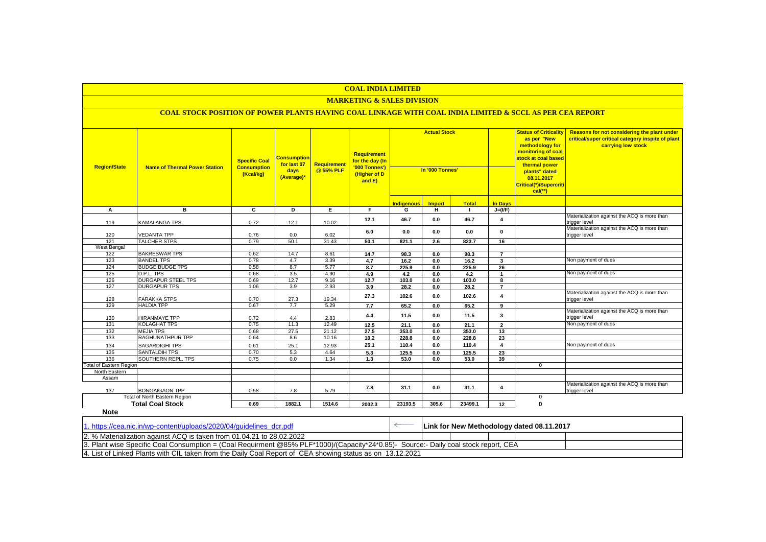# COAL INDIA LIMITED

## MARKETING & SALES DIVISION

### COAL STOCK POSITION OF POWER PLANTS HAVING COAL LINKAGE WITH COAL INDIA LIMITED & SCCL AS PER CEA REPORT

| Region/State | Name of Thermal Power Station | Specific Coal Consumption (Kcal/kg) | Consumption for last 07 days (Average)* | Requirement @ 55% PLF | Requirement for the day (In '000 Tonnes') (Higher of D and E) | Actual Stock In '000 Tonnes' | | | | Status of Criticality as per "New methodology for monitoring of coal stock at coal based thermal power plants" dated 08.11.2017 Critical(*)/Supercritical(**) | Reasons for not considering the plant under critical/super critical category inspite of plant carrying low stock |
|---|---|---|---|---|---|---|---|---|---|---|---|
| | | | | | | Indigenous | Import | Total | In Days | | |
| A | B | C | D | E | F | G | H | I | J=(I/F) | | |
| 119 | KAMALANGA TPS | 0.72 | 12.1 | 10.02 | 12.1 | 46.7 | 0.0 | 46.7 | 4 | | Materialization against the ACQ is more than trigger level |
| 120 | VEDANTA TPP | 0.76 | 0.0 | 6.02 | 6.0 | 0.0 | 0.0 | 0.0 | 0 | | Materialization against the ACQ is more than trigger level |
| 121 | TALCHER STPS | 0.79 | 50.1 | 31.43 | 50.1 | 821.1 | 2.6 | 823.7 | 16 | | |
| West Bengal | | | | | | | | | | | |
| 122 | BAKRESWAR TPS | 0.62 | 14.7 | 8.61 | 14.7 | 98.3 | 0.0 | 98.3 | 7 | | |
| 123 | BANDEL TPS | 0.78 | 4.7 | 3.39 | 4.7 | 16.2 | 0.0 | 16.2 | 3 | | Non payment of dues |
| 124 | BUDGE BUDGE TPS | 0.58 | 8.7 | 5.77 | 8.7 | 225.9 | 0.0 | 225.9 | 26 | | |
| 125 | D.P.L. TPS | 0.68 | 3.5 | 4.90 | 4.9 | 4.2 | 0.0 | 4.2 | 1 | | Non payment of dues |
| 126 | DURGAPUR STEEL TPS | 0.69 | 12.7 | 9.16 | 12.7 | 103.0 | 0.0 | 103.0 | 8 | | |
| 127 | DURGAPUR TPS | 1.06 | 3.9 | 2.93 | 3.9 | 28.2 | 0.0 | 28.2 | 7 | | |
| 128 | FARAKKA STPS | 0.70 | 27.3 | 19.34 | 27.3 | 102.6 | 0.0 | 102.6 | 4 | | Materialization against the ACQ is more than trigger level |
| 129 | HALDIA TPP | 0.67 | 7.7 | 5.29 | 7.7 | 65.2 | 0.0 | 65.2 | 9 | | |
| 130 | HIRANMAYE TPP | 0.72 | 4.4 | 2.83 | 4.4 | 11.5 | 0.0 | 11.5 | 3 | | Materialization against the ACQ is more than trigger level |
| 131 | KOLAGHAT TPS | 0.75 | 11.3 | 12.49 | 12.5 | 21.1 | 0.0 | 21.1 | 2 | | Non payment of dues |
| 132 | MEJIA TPS | 0.68 | 27.5 | 21.12 | 27.5 | 353.0 | 0.0 | 353.0 | 13 | | |
| 133 | RAGHUNATHPUR TPP | 0.64 | 8.6 | 10.16 | 10.2 | 228.8 | 0.0 | 228.8 | 23 | | |
| 134 | SAGARDIGHI TPS | 0.61 | 25.1 | 12.93 | 25.1 | 110.4 | 0.0 | 110.4 | 4 | | Non payment of dues |
| 135 | SANTALDIH TPS | 0.70 | 5.3 | 4.64 | 5.3 | 125.5 | 0.0 | 125.5 | 23 | | |
| 136 | SOUTHERN REPL. TPS | 0.75 | 0.0 | 1.34 | 1.3 | 53.0 | 0.0 | 53.0 | 39 | | |
| Total of Eastern Region | | | | | | | | | | 0 | |
| North Eastern | | | | | | | | | | | |
| Assam | | | | | | | | | | | |
| 137 | BONGAIGAON TPP | 0.58 | 7.8 | 5.79 | 7.8 | 31.1 | 0.0 | 31.1 | 4 | | Materialization against the ACQ is more than trigger level |
| Total of North Eastern Region | | | | | | | | | | 0 | |
| Total Coal Stock | | 0.69 | 1882.1 | 1514.6 | 2002.3 | 23193.5 | 305.6 | 23499.1 | 12 | 0 | |

**Note**

1. https://cea.nic.in/wp-content/uploads/2020/04/guidelines_dcr.pdf ⟵ Link for New Methodology dated 08.11.2017
2. % Materialization against ACQ is taken from 01.04.21 to 28.02.2022
3. Plant wise Specific Coal Consumption = (Coal Requirment @85% PLF*1000)/(Capacity*24*0.85)- Source:- Daily coal stock report, CEA
4. List of Linked Plants with CIL taken from the Daily Coal Report of CEA showing status as on 13.12.2021